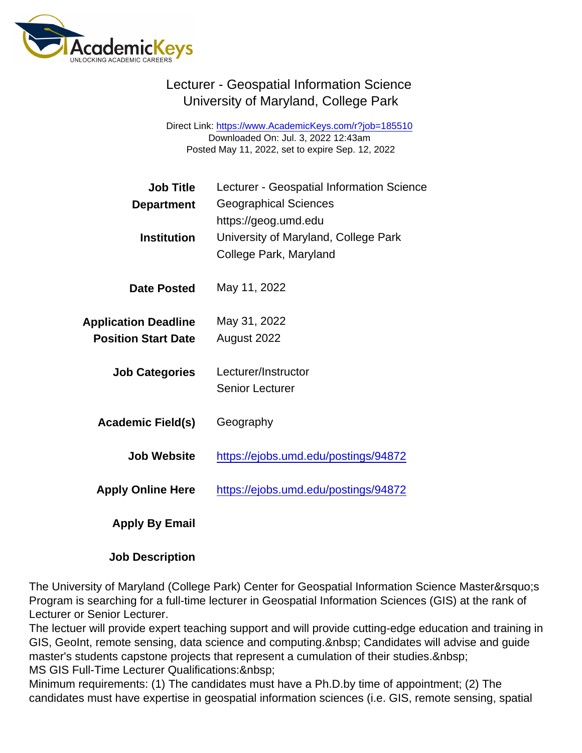# Lecturer - Geospatial Information Science
## University of Maryland, College Park

Direct Link: https://www.AcademicKeys.com/r?job=185510
Downloaded On: Jul. 3, 2022 12:43am
Posted May 11, 2022, set to expire Sep. 12, 2022

| | |
|---|---|
| **Job Title** | Lecturer - Geospatial Information Science |
| **Department** | Geographical Sciences<br>https://geog.umd.edu |
| **Institution** | University of Maryland, College Park<br>College Park, Maryland |
| **Date Posted** | May 11, 2022 |
| **Application Deadline** | May 31, 2022 |
| **Position Start Date** | August 2022 |
| **Job Categories** | Lecturer/Instructor<br>Senior Lecturer |
| **Academic Field(s)** | Geography |
| **Job Website** | https://ejobs.umd.edu/postings/94872 |
| **Apply Online Here** | https://ejobs.umd.edu/postings/94872 |
| **Apply By Email** | |

**Job Description**

The University of Maryland (College Park) Center for Geospatial Information Science Master&rsquo;s Program is searching for a full-time lecturer in Geospatial Information Sciences (GIS) at the rank of Lecturer or Senior Lecturer.

The lectuer will provide expert teaching support and will provide cutting-edge education and training in GIS, GeoInt, remote sensing, data science and computing.&nbsp; Candidates will advise and guide master's students capstone projects that represent a cumulation of their studies.&nbsp;

MS GIS Full-Time Lecturer Qualifications:&nbsp;

Minimum requirements: (1) The candidates must have a Ph.D.by time of appointment; (2) The candidates must have expertise in geospatial information sciences (i.e. GIS, remote sensing, spatial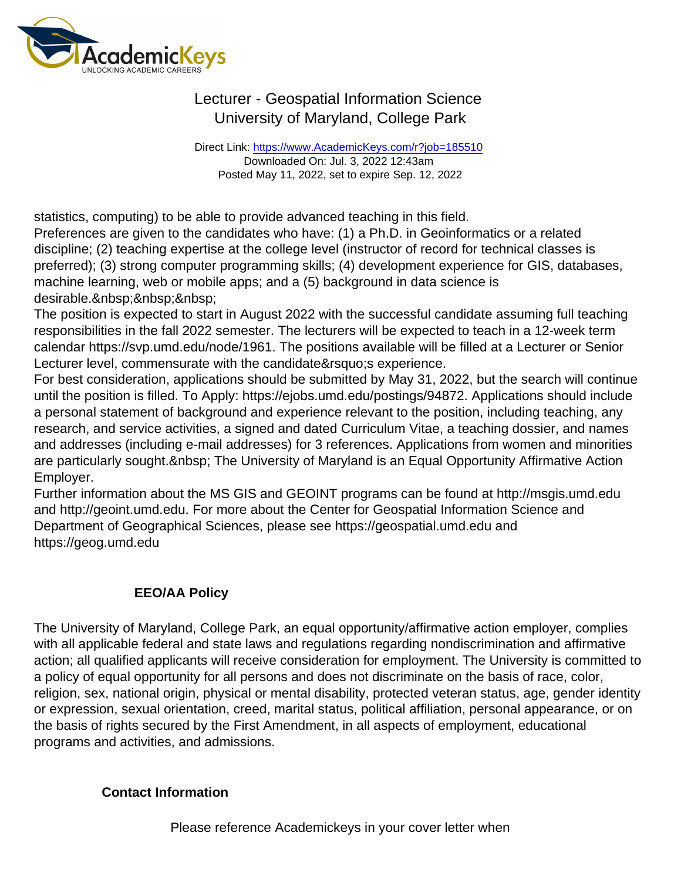statistics, computing) to be able to provide advanced teaching in this field.
Preferences are given to the candidates who have: (1) a Ph.D. in Geoinformatics or a related discipline; (2) teaching expertise at the college level (instructor of record for technical classes is preferred); (3) strong computer programming skills; (4) development experience for GIS, databases, machine learning, web or mobile apps; and a (5) background in data science is desirable.&nbsp;&nbsp;&nbsp;
The position is expected to start in August 2022 with the successful candidate assuming full teaching responsibilities in the fall 2022 semester. The lecturers will be expected to teach in a 12-week term calendar https://svp.umd.edu/node/1961. The positions available will be filled at a Lecturer or Senior Lecturer level, commensurate with the candidate&rsquo;s experience.
For best consideration, applications should be submitted by May 31, 2022, but the search will continue until the position is filled. To Apply: https://ejobs.umd.edu/postings/94872. Applications should include a personal statement of background and experience relevant to the position, including teaching, any research, and service activities, a signed and dated Curriculum Vitae, a teaching dossier, and names and addresses (including e-mail addresses) for 3 references. Applications from women and minorities are particularly sought.&nbsp; The University of Maryland is an Equal Opportunity Affirmative Action Employer.
Further information about the MS GIS and GEOINT programs can be found at http://msgis.umd.edu and http://geoint.umd.edu. For more about the Center for Geospatial Information Science and Department of Geographical Sciences, please see https://geospatial.umd.edu and https://geog.umd.edu

**EEO/AA Policy**

The University of Maryland, College Park, an equal opportunity/affirmative action employer, complies with all applicable federal and state laws and regulations regarding nondiscrimination and affirmative action; all qualified applicants will receive consideration for employment. The University is committed to a policy of equal opportunity for all persons and does not discriminate on the basis of race, color, religion, sex, national origin, physical or mental disability, protected veteran status, age, gender identity or expression, sexual orientation, creed, marital status, political affiliation, personal appearance, or on the basis of rights secured by the First Amendment, in all aspects of employment, educational programs and activities, and admissions.

**Contact Information**

Please reference Academickeys in your cover letter when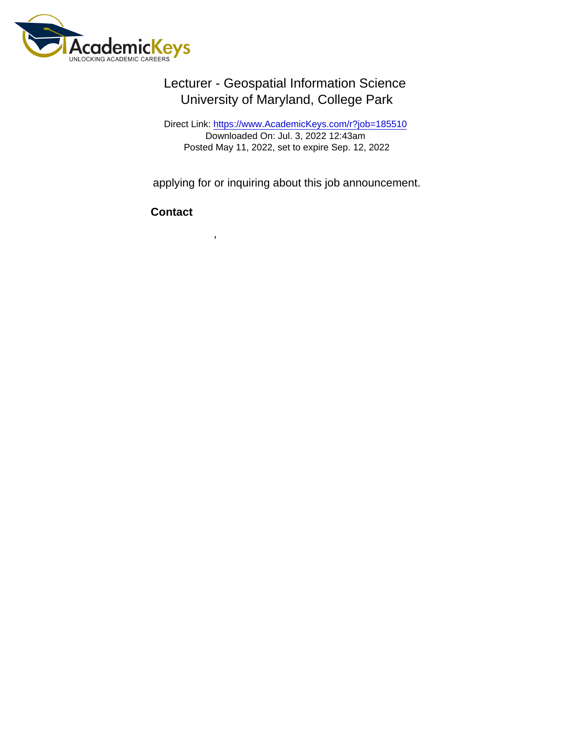# Lecturer - Geospatial Information Science
University of Maryland, College Park

Direct Link: https://www.AcademicKeys.com/r?job=185510
Downloaded On: Jul. 3, 2022 12:43am
Posted May 11, 2022, set to expire Sep. 12, 2022

applying for or inquiring about this job announcement.

**Contact**

,